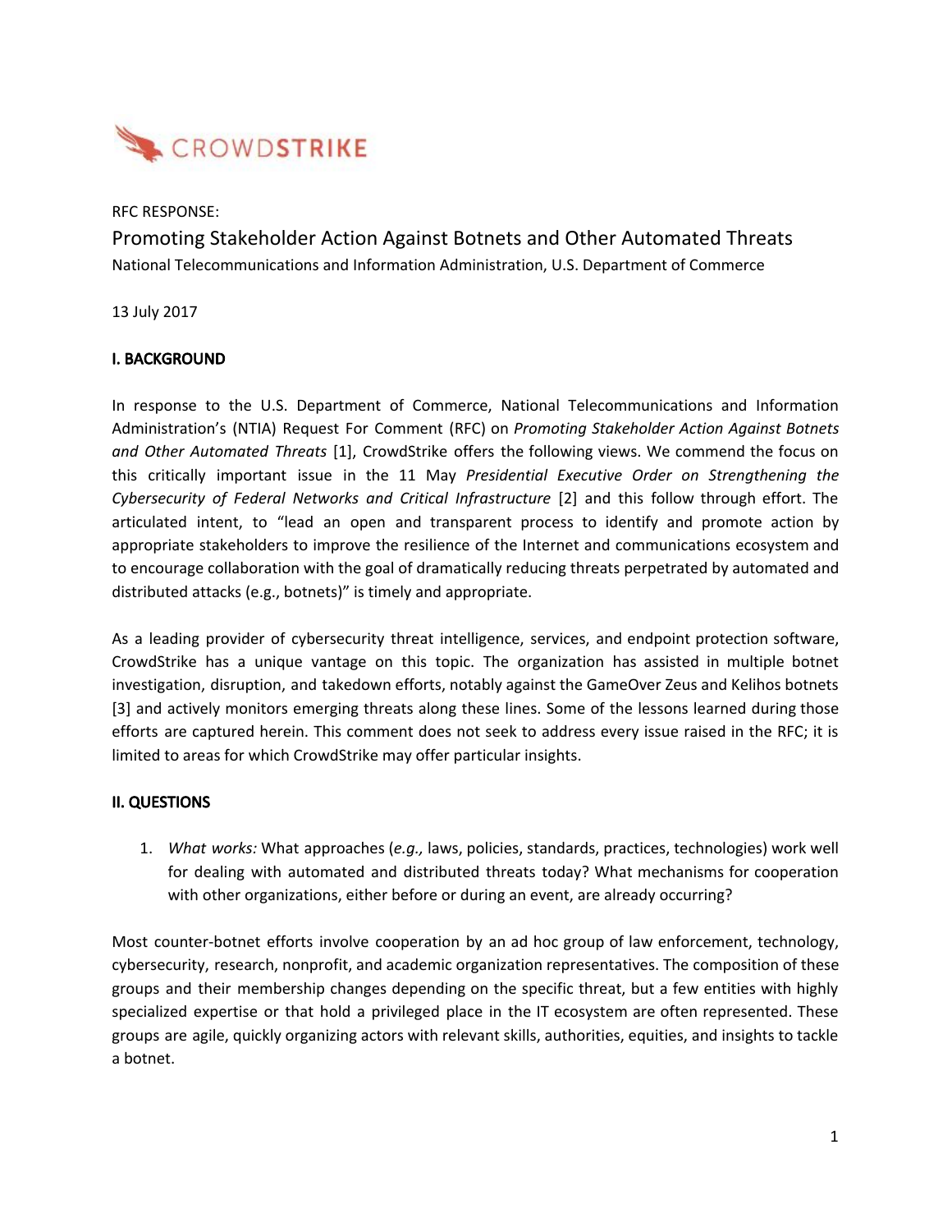CROWDSTRIKE

RFC RESPONSE:

# Promoting Stakeholder Action Against Botnets and Other Automated Threats

National Telecommunications and Information Administration, U.S. Department of Commerce

13 July 2017

## I. BACKGROUND

In response to the U.S. Department of Commerce, National Telecommunications and Information Administration's (NTIA) Request For Comment (RFC) on *Promoting Stakeholder Action Against Botnets and Other Automated Threats* [1], CrowdStrike offers the following views. We commend the focus on this critically important issue in the 11 May *Presidential Executive Order on Strengthening the Cybersecurity of Federal Networks and Critical Infrastructure* [2] and this follow through effort. The articulated intent, to "lead an open and transparent process to identify and promote action by appropriate stakeholders to improve the resilience of the Internet and communications ecosystem and to encourage collaboration with the goal of dramatically reducing threats perpetrated by automated and distributed attacks (e.g., botnets)" is timely and appropriate.

As a leading provider of cybersecurity threat intelligence, services, and endpoint protection software, CrowdStrike has a unique vantage on this topic. The organization has assisted in multiple botnet investigation, disruption, and takedown efforts, notably against the GameOver Zeus and Kelihos botnets [3] and actively monitors emerging threats along these lines. Some of the lessons learned during those efforts are captured herein. This comment does not seek to address every issue raised in the RFC; it is limited to areas for which CrowdStrike may offer particular insights.

## II. QUESTIONS

1. *What works:* What approaches (*e.g.,* laws, policies, standards, practices, technologies) work well for dealing with automated and distributed threats today? What mechanisms for cooperation with other organizations, either before or during an event, are already occurring?

Most counter-botnet efforts involve cooperation by an ad hoc group of law enforcement, technology, cybersecurity, research, nonprofit, and academic organization representatives. The composition of these groups and their membership changes depending on the specific threat, but a few entities with highly specialized expertise or that hold a privileged place in the IT ecosystem are often represented. These groups are agile, quickly organizing actors with relevant skills, authorities, equities, and insights to tackle a botnet.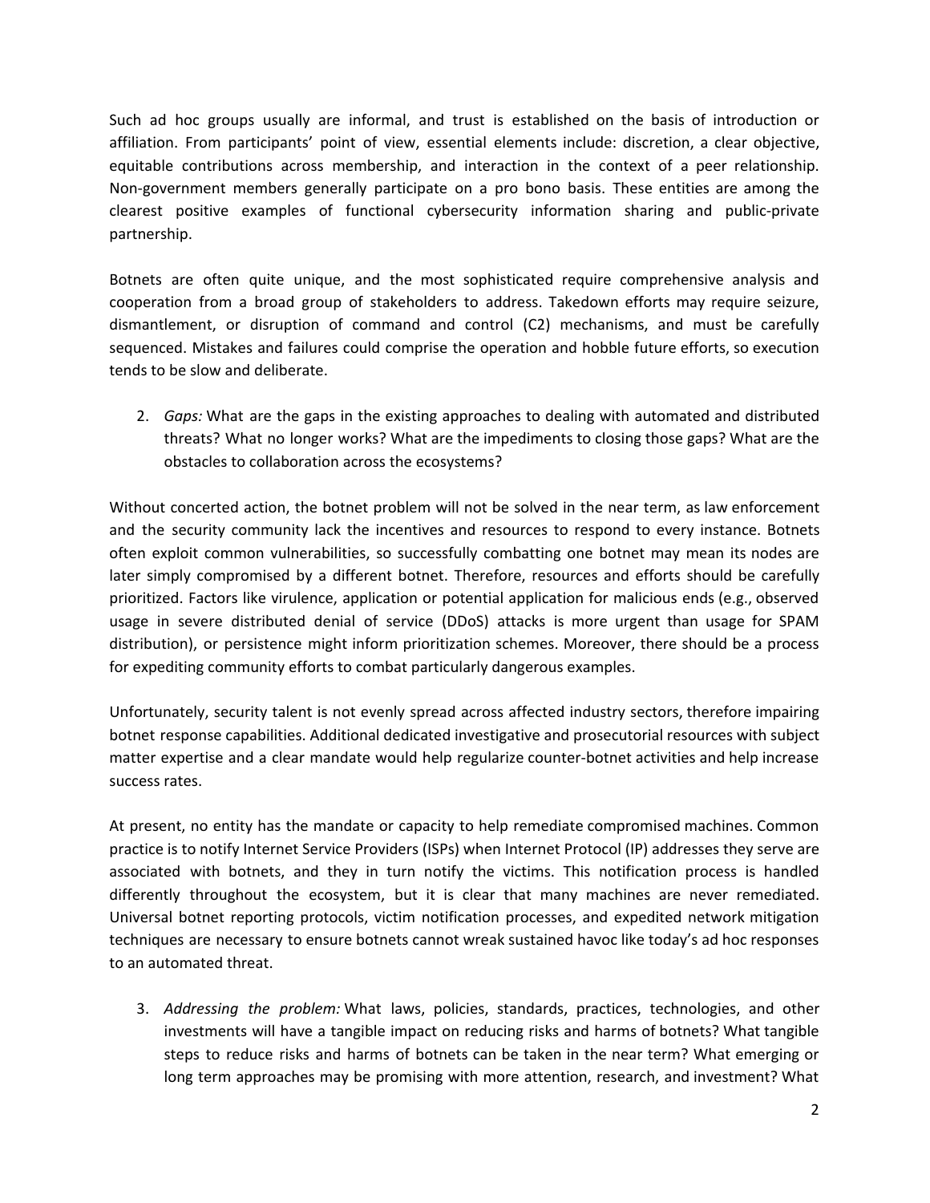Such ad hoc groups usually are informal, and trust is established on the basis of introduction or affiliation. From participants' point of view, essential elements include: discretion, a clear objective, equitable contributions across membership, and interaction in the context of a peer relationship. Non-government members generally participate on a pro bono basis. These entities are among the clearest positive examples of functional cybersecurity information sharing and public-private partnership.

Botnets are often quite unique, and the most sophisticated require comprehensive analysis and cooperation from a broad group of stakeholders to address. Takedown efforts may require seizure, dismantlement, or disruption of command and control (C2) mechanisms, and must be carefully sequenced. Mistakes and failures could comprise the operation and hobble future efforts, so execution tends to be slow and deliberate.

2. *Gaps:* What are the gaps in the existing approaches to dealing with automated and distributed threats? What no longer works? What are the impediments to closing those gaps? What are the obstacles to collaboration across the ecosystems?

Without concerted action, the botnet problem will not be solved in the near term, as law enforcement and the security community lack the incentives and resources to respond to every instance. Botnets often exploit common vulnerabilities, so successfully combatting one botnet may mean its nodes are later simply compromised by a different botnet. Therefore, resources and efforts should be carefully prioritized. Factors like virulence, application or potential application for malicious ends (e.g., observed usage in severe distributed denial of service (DDoS) attacks is more urgent than usage for SPAM distribution), or persistence might inform prioritization schemes. Moreover, there should be a process for expediting community efforts to combat particularly dangerous examples.

Unfortunately, security talent is not evenly spread across affected industry sectors, therefore impairing botnet response capabilities. Additional dedicated investigative and prosecutorial resources with subject matter expertise and a clear mandate would help regularize counter-botnet activities and help increase success rates.

At present, no entity has the mandate or capacity to help remediate compromised machines. Common practice is to notify Internet Service Providers (ISPs) when Internet Protocol (IP) addresses they serve are associated with botnets, and they in turn notify the victims. This notification process is handled differently throughout the ecosystem, but it is clear that many machines are never remediated. Universal botnet reporting protocols, victim notification processes, and expedited network mitigation techniques are necessary to ensure botnets cannot wreak sustained havoc like today's ad hoc responses to an automated threat.

3. *Addressing the problem:* What laws, policies, standards, practices, technologies, and other investments will have a tangible impact on reducing risks and harms of botnets? What tangible steps to reduce risks and harms of botnets can be taken in the near term? What emerging or long term approaches may be promising with more attention, research, and investment? What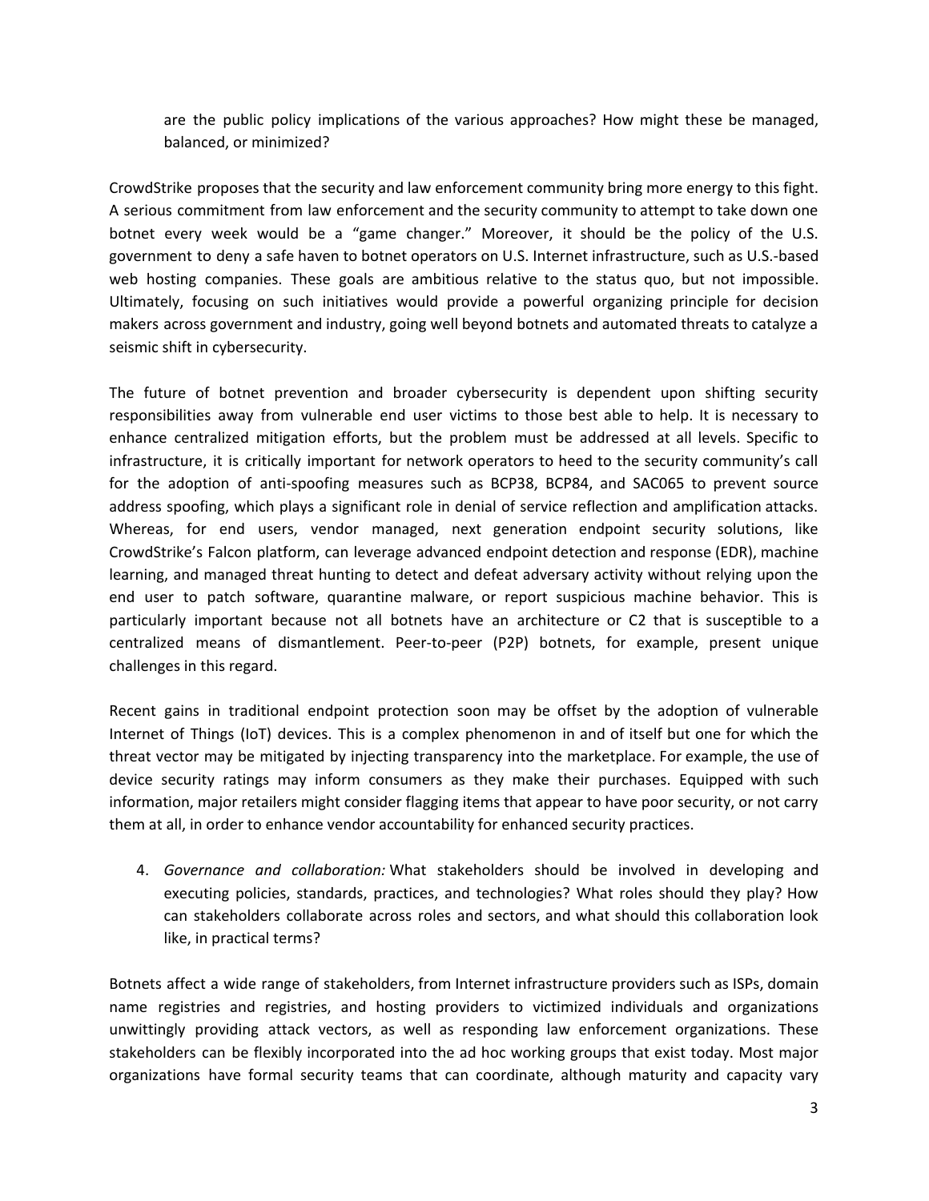are the public policy implications of the various approaches? How might these be managed, balanced, or minimized?

CrowdStrike proposes that the security and law enforcement community bring more energy to this fight. A serious commitment from law enforcement and the security community to attempt to take down one botnet every week would be a "game changer." Moreover, it should be the policy of the U.S. government to deny a safe haven to botnet operators on U.S. Internet infrastructure, such as U.S.-based web hosting companies. These goals are ambitious relative to the status quo, but not impossible. Ultimately, focusing on such initiatives would provide a powerful organizing principle for decision makers across government and industry, going well beyond botnets and automated threats to catalyze a seismic shift in cybersecurity.

The future of botnet prevention and broader cybersecurity is dependent upon shifting security responsibilities away from vulnerable end user victims to those best able to help. It is necessary to enhance centralized mitigation efforts, but the problem must be addressed at all levels. Specific to infrastructure, it is critically important for network operators to heed to the security community's call for the adoption of anti-spoofing measures such as BCP38, BCP84, and SAC065 to prevent source address spoofing, which plays a significant role in denial of service reflection and amplification attacks. Whereas, for end users, vendor managed, next generation endpoint security solutions, like CrowdStrike's Falcon platform, can leverage advanced endpoint detection and response (EDR), machine learning, and managed threat hunting to detect and defeat adversary activity without relying upon the end user to patch software, quarantine malware, or report suspicious machine behavior. This is particularly important because not all botnets have an architecture or C2 that is susceptible to a centralized means of dismantlement. Peer-to-peer (P2P) botnets, for example, present unique challenges in this regard.

Recent gains in traditional endpoint protection soon may be offset by the adoption of vulnerable Internet of Things (IoT) devices. This is a complex phenomenon in and of itself but one for which the threat vector may be mitigated by injecting transparency into the marketplace. For example, the use of device security ratings may inform consumers as they make their purchases. Equipped with such information, major retailers might consider flagging items that appear to have poor security, or not carry them at all, in order to enhance vendor accountability for enhanced security practices.

4. *Governance and collaboration:* What stakeholders should be involved in developing and executing policies, standards, practices, and technologies? What roles should they play? How can stakeholders collaborate across roles and sectors, and what should this collaboration look like, in practical terms?

Botnets affect a wide range of stakeholders, from Internet infrastructure providers such as ISPs, domain name registries and registries, and hosting providers to victimized individuals and organizations unwittingly providing attack vectors, as well as responding law enforcement organizations. These stakeholders can be flexibly incorporated into the ad hoc working groups that exist today. Most major organizations have formal security teams that can coordinate, although maturity and capacity vary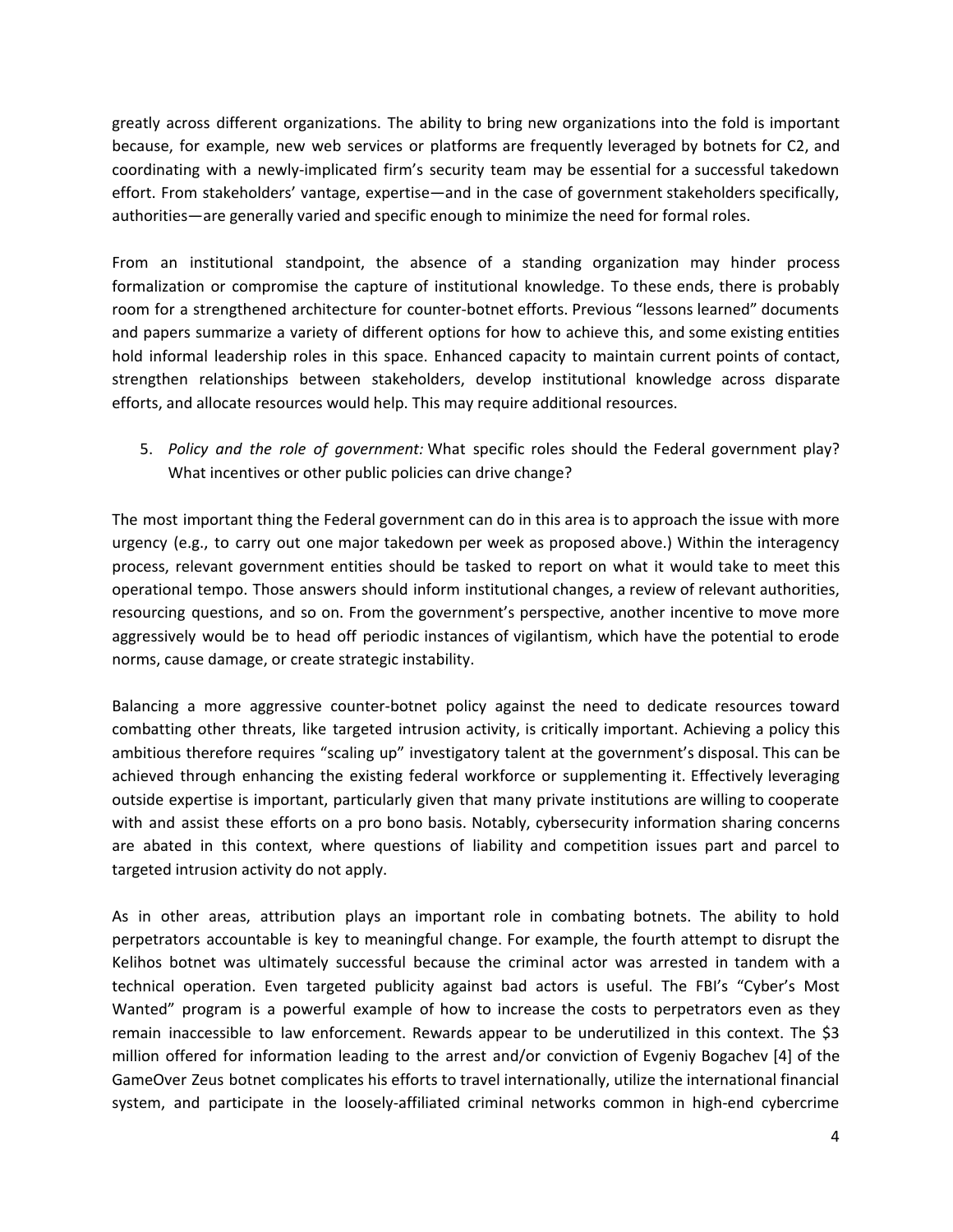greatly across different organizations. The ability to bring new organizations into the fold is important because, for example, new web services or platforms are frequently leveraged by botnets for C2, and coordinating with a newly-implicated firm's security team may be essential for a successful takedown effort. From stakeholders' vantage, expertise—and in the case of government stakeholders specifically, authorities—are generally varied and specific enough to minimize the need for formal roles.

From an institutional standpoint, the absence of a standing organization may hinder process formalization or compromise the capture of institutional knowledge. To these ends, there is probably room for a strengthened architecture for counter-botnet efforts. Previous "lessons learned" documents and papers summarize a variety of different options for how to achieve this, and some existing entities hold informal leadership roles in this space. Enhanced capacity to maintain current points of contact, strengthen relationships between stakeholders, develop institutional knowledge across disparate efforts, and allocate resources would help. This may require additional resources.

5. *Policy and the role of government:* What specific roles should the Federal government play? What incentives or other public policies can drive change?

The most important thing the Federal government can do in this area is to approach the issue with more urgency (e.g., to carry out one major takedown per week as proposed above.) Within the interagency process, relevant government entities should be tasked to report on what it would take to meet this operational tempo. Those answers should inform institutional changes, a review of relevant authorities, resourcing questions, and so on. From the government's perspective, another incentive to move more aggressively would be to head off periodic instances of vigilantism, which have the potential to erode norms, cause damage, or create strategic instability.

Balancing a more aggressive counter-botnet policy against the need to dedicate resources toward combatting other threats, like targeted intrusion activity, is critically important. Achieving a policy this ambitious therefore requires "scaling up" investigatory talent at the government's disposal. This can be achieved through enhancing the existing federal workforce or supplementing it. Effectively leveraging outside expertise is important, particularly given that many private institutions are willing to cooperate with and assist these efforts on a pro bono basis. Notably, cybersecurity information sharing concerns are abated in this context, where questions of liability and competition issues part and parcel to targeted intrusion activity do not apply.

As in other areas, attribution plays an important role in combating botnets. The ability to hold perpetrators accountable is key to meaningful change. For example, the fourth attempt to disrupt the Kelihos botnet was ultimately successful because the criminal actor was arrested in tandem with a technical operation. Even targeted publicity against bad actors is useful. The FBI's "Cyber's Most Wanted" program is a powerful example of how to increase the costs to perpetrators even as they remain inaccessible to law enforcement. Rewards appear to be underutilized in this context. The $3 million offered for information leading to the arrest and/or conviction of Evgeniy Bogachev [4] of the GameOver Zeus botnet complicates his efforts to travel internationally, utilize the international financial system, and participate in the loosely-affiliated criminal networks common in high-end cybercrime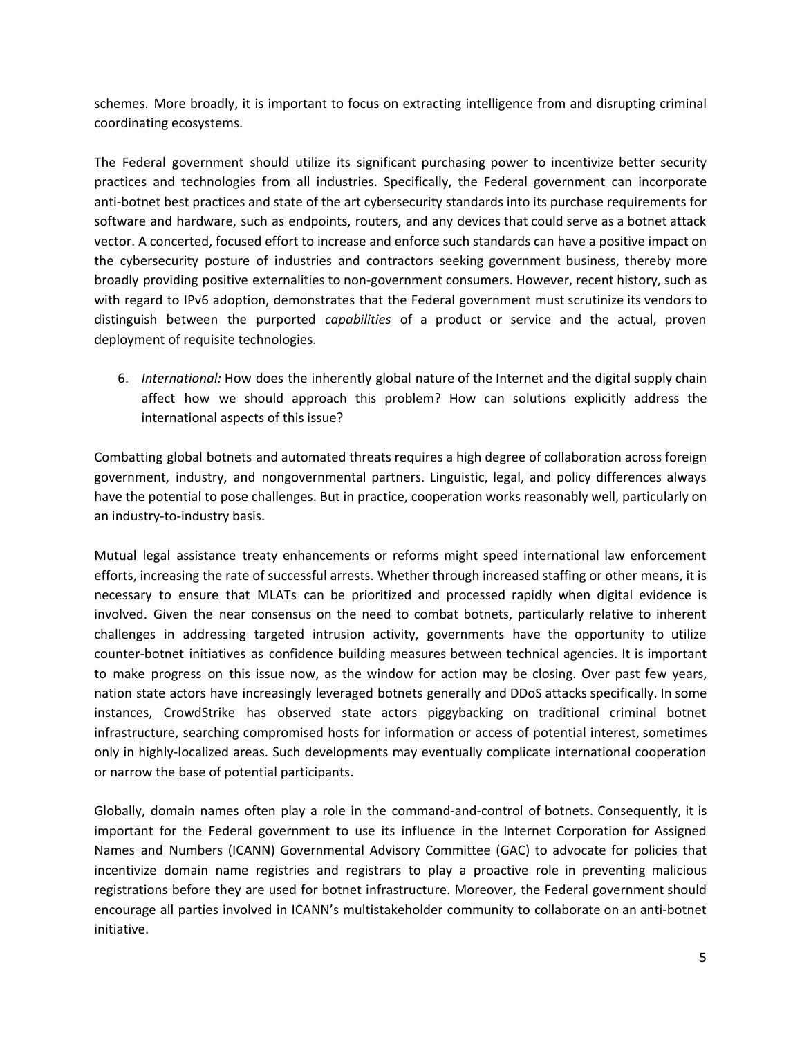schemes. More broadly, it is important to focus on extracting intelligence from and disrupting criminal coordinating ecosystems.

The Federal government should utilize its significant purchasing power to incentivize better security practices and technologies from all industries. Specifically, the Federal government can incorporate anti-botnet best practices and state of the art cybersecurity standards into its purchase requirements for software and hardware, such as endpoints, routers, and any devices that could serve as a botnet attack vector. A concerted, focused effort to increase and enforce such standards can have a positive impact on the cybersecurity posture of industries and contractors seeking government business, thereby more broadly providing positive externalities to non-government consumers. However, recent history, such as with regard to IPv6 adoption, demonstrates that the Federal government must scrutinize its vendors to distinguish between the purported *capabilities* of a product or service and the actual, proven deployment of requisite technologies.

6. *International:* How does the inherently global nature of the Internet and the digital supply chain affect how we should approach this problem? How can solutions explicitly address the international aspects of this issue?

Combatting global botnets and automated threats requires a high degree of collaboration across foreign government, industry, and nongovernmental partners. Linguistic, legal, and policy differences always have the potential to pose challenges. But in practice, cooperation works reasonably well, particularly on an industry-to-industry basis.

Mutual legal assistance treaty enhancements or reforms might speed international law enforcement efforts, increasing the rate of successful arrests. Whether through increased staffing or other means, it is necessary to ensure that MLATs can be prioritized and processed rapidly when digital evidence is involved. Given the near consensus on the need to combat botnets, particularly relative to inherent challenges in addressing targeted intrusion activity, governments have the opportunity to utilize counter-botnet initiatives as confidence building measures between technical agencies. It is important to make progress on this issue now, as the window for action may be closing. Over past few years, nation state actors have increasingly leveraged botnets generally and DDoS attacks specifically. In some instances, CrowdStrike has observed state actors piggybacking on traditional criminal botnet infrastructure, searching compromised hosts for information or access of potential interest, sometimes only in highly-localized areas. Such developments may eventually complicate international cooperation or narrow the base of potential participants.

Globally, domain names often play a role in the command-and-control of botnets. Consequently, it is important for the Federal government to use its influence in the Internet Corporation for Assigned Names and Numbers (ICANN) Governmental Advisory Committee (GAC) to advocate for policies that incentivize domain name registries and registrars to play a proactive role in preventing malicious registrations before they are used for botnet infrastructure. Moreover, the Federal government should encourage all parties involved in ICANN's multistakeholder community to collaborate on an anti-botnet initiative.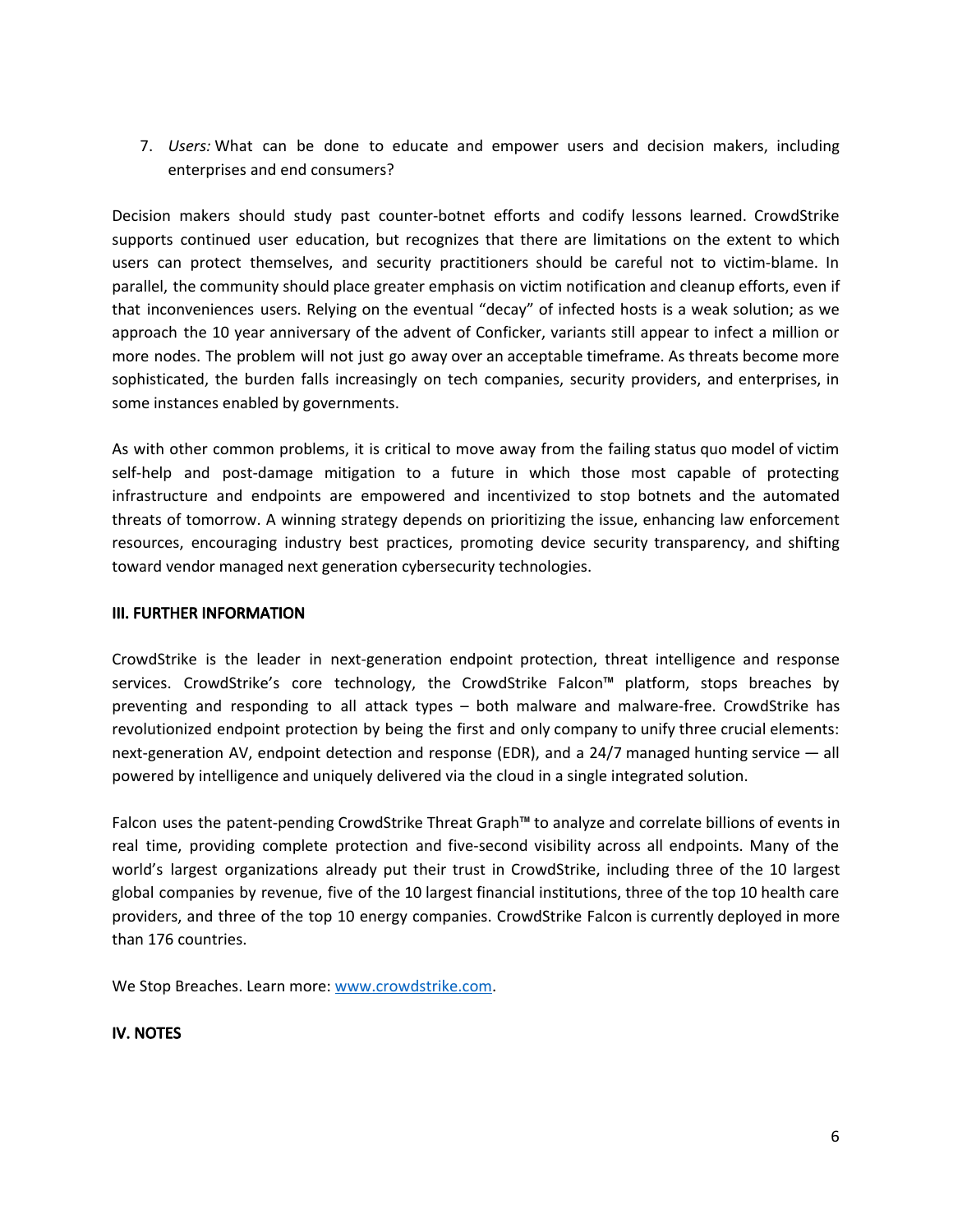7. *Users:* What can be done to educate and empower users and decision makers, including enterprises and end consumers?

Decision makers should study past counter-botnet efforts and codify lessons learned. CrowdStrike supports continued user education, but recognizes that there are limitations on the extent to which users can protect themselves, and security practitioners should be careful not to victim-blame. In parallel, the community should place greater emphasis on victim notification and cleanup efforts, even if that inconveniences users. Relying on the eventual "decay" of infected hosts is a weak solution; as we approach the 10 year anniversary of the advent of Conficker, variants still appear to infect a million or more nodes. The problem will not just go away over an acceptable timeframe. As threats become more sophisticated, the burden falls increasingly on tech companies, security providers, and enterprises, in some instances enabled by governments.

As with other common problems, it is critical to move away from the failing status quo model of victim self-help and post-damage mitigation to a future in which those most capable of protecting infrastructure and endpoints are empowered and incentivized to stop botnets and the automated threats of tomorrow. A winning strategy depends on prioritizing the issue, enhancing law enforcement resources, encouraging industry best practices, promoting device security transparency, and shifting toward vendor managed next generation cybersecurity technologies.

## III. FURTHER INFORMATION

CrowdStrike is the leader in next-generation endpoint protection, threat intelligence and response services. CrowdStrike's core technology, the CrowdStrike Falcon™ platform, stops breaches by preventing and responding to all attack types – both malware and malware-free. CrowdStrike has revolutionized endpoint protection by being the first and only company to unify three crucial elements: next-generation AV, endpoint detection and response (EDR), and a 24/7 managed hunting service — all powered by intelligence and uniquely delivered via the cloud in a single integrated solution.

Falcon uses the patent-pending CrowdStrike Threat Graph™ to analyze and correlate billions of events in real time, providing complete protection and five-second visibility across all endpoints. Many of the world's largest organizations already put their trust in CrowdStrike, including three of the 10 largest global companies by revenue, five of the 10 largest financial institutions, three of the top 10 health care providers, and three of the top 10 energy companies. CrowdStrike Falcon is currently deployed in more than 176 countries.

We Stop Breaches. Learn more: [www.crowdstrike.com](www.crowdstrike.com).

## IV. NOTES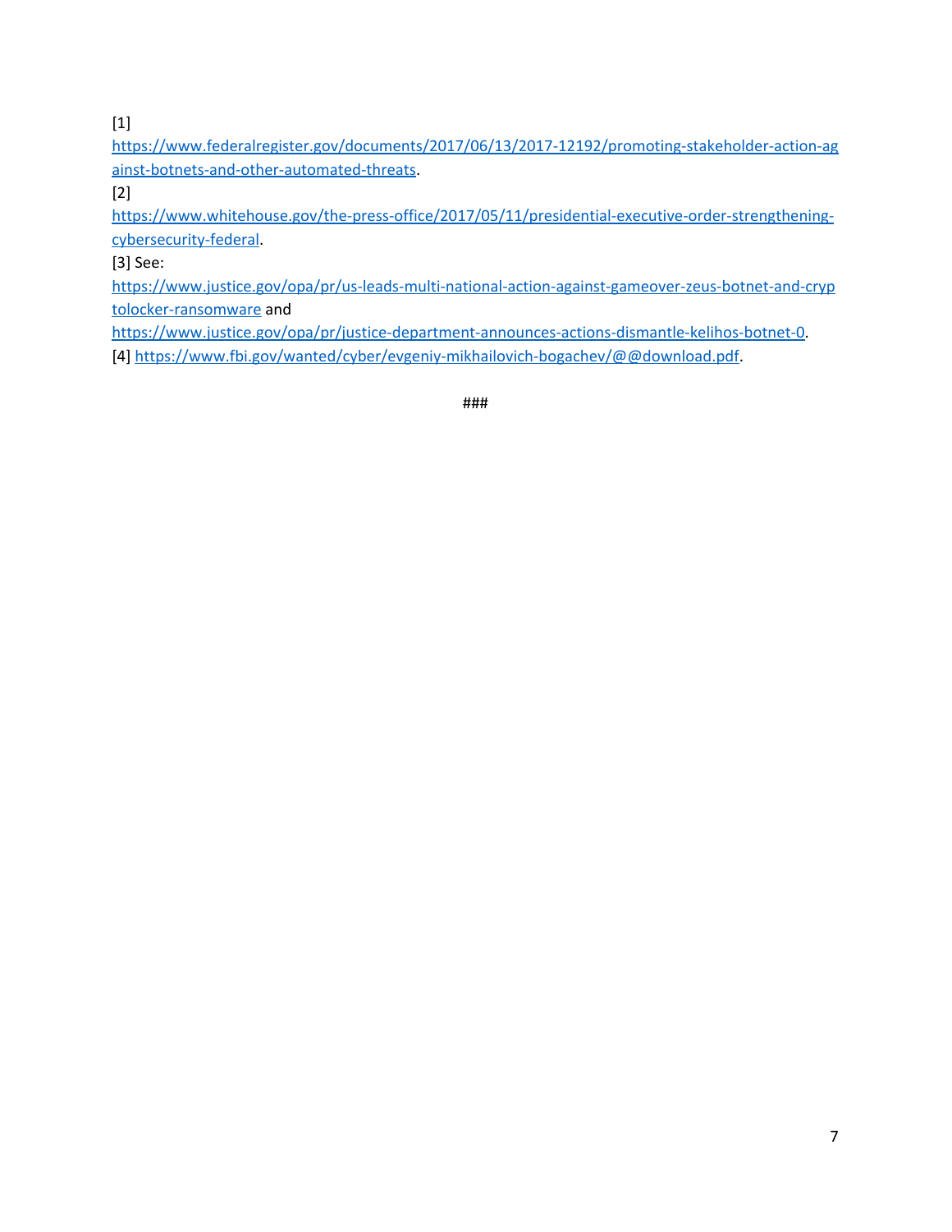[1] https://www.federalregister.gov/documents/2017/06/13/2017-12192/promoting-stakeholder-action-against-botnets-and-other-automated-threats.

[2] https://www.whitehouse.gov/the-press-office/2017/05/11/presidential-executive-order-strengthening-cybersecurity-federal.

[3] See: https://www.justice.gov/opa/pr/us-leads-multi-national-action-against-gameover-zeus-botnet-and-cryptolocker-ransomware and https://www.justice.gov/opa/pr/justice-department-announces-actions-dismantle-kelihos-botnet-0.

[4] https://www.fbi.gov/wanted/cyber/evgeniy-mikhailovich-bogachev/@@download.pdf.

###